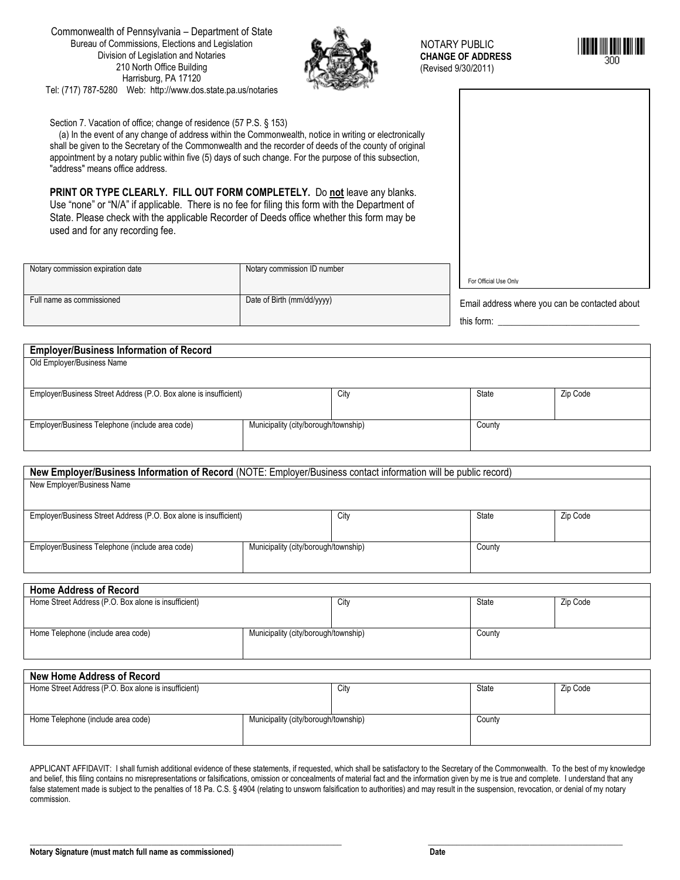Commonwealth of Pennsylvania – Department of State
Bureau of Commissions, Elections and Legislation
Division of Legislation and Notaries
210 North Office Building
Harrisburg, PA 17120
Tel: (717) 787-5280 Web: http://www.dos.state.pa.us/notaries

NOTARY PUBLIC
**CHANGE OF ADDRESS**
(Revised 9/30/2011)

300

Section 7. Vacation of office; change of residence (57 P.S. § 153)

(a) In the event of any change of address within the Commonwealth, notice in writing or electronically shall be given to the Secretary of the Commonwealth and the recorder of deeds of the county of original appointment by a notary public within five (5) days of such change. For the purpose of this subsection, "address" means office address.

**PRINT OR TYPE CLEARLY. FILL OUT FORM COMPLETELY.** Do **not** leave any blanks. Use "none" or "N/A" if applicable. There is no fee for filing this form with the Department of State. Please check with the applicable Recorder of Deeds office whether this form may be used and for any recording fee.

For Official Use Only

| Notary commission expiration date | Notary commission ID number |
|---|---|
| Full name as commissioned | Date of Birth (mm/dd/yyyy) |

Email address where you can be contacted about this form: ______________________________

| **Employer/Business Information of Record** | | | | |
|---|---|---|---|---|
| Old Employer/Business Name | | | | |
| Employer/Business Street Address (P.O. Box alone is insufficient) | | City | State | Zip Code |
| Employer/Business Telephone (include area code) | Municipality (city/borough/township) | | County | |

| **New Employer/Business Information of Record** (NOTE: Employer/Business contact information will be public record) | | | | |
|---|---|---|---|---|
| New Employer/Business Name | | | | |
| Employer/Business Street Address (P.O. Box alone is insufficient) | | City | State | Zip Code |
| Employer/Business Telephone (include area code) | Municipality (city/borough/township) | | County | |

| **Home Address of Record** | | | | |
|---|---|---|---|---|
| Home Street Address (P.O. Box alone is insufficient) | | City | State | Zip Code |
| Home Telephone (include area code) | Municipality (city/borough/township) | | County | |

| **New Home Address of Record** | | | | |
|---|---|---|---|---|
| Home Street Address (P.O. Box alone is insufficient) | | City | State | Zip Code |
| Home Telephone (include area code) | Municipality (city/borough/township) | | County | |

APPLICANT AFFIDAVIT: I shall furnish additional evidence of these statements, if requested, which shall be satisfactory to the Secretary of the Commonwealth. To the best of my knowledge and belief, this filing contains no misrepresentations or falsifications, omission or concealments of material fact and the information given by me is true and complete. I understand that any false statement made is subject to the penalties of 18 Pa. C.S. § 4904 (relating to unsworn falsification to authorities) and may result in the suspension, revocation, or denial of my notary commission.

______________________________________________ ______________________________

**Notary Signature (must match full name as commissioned)** **Date**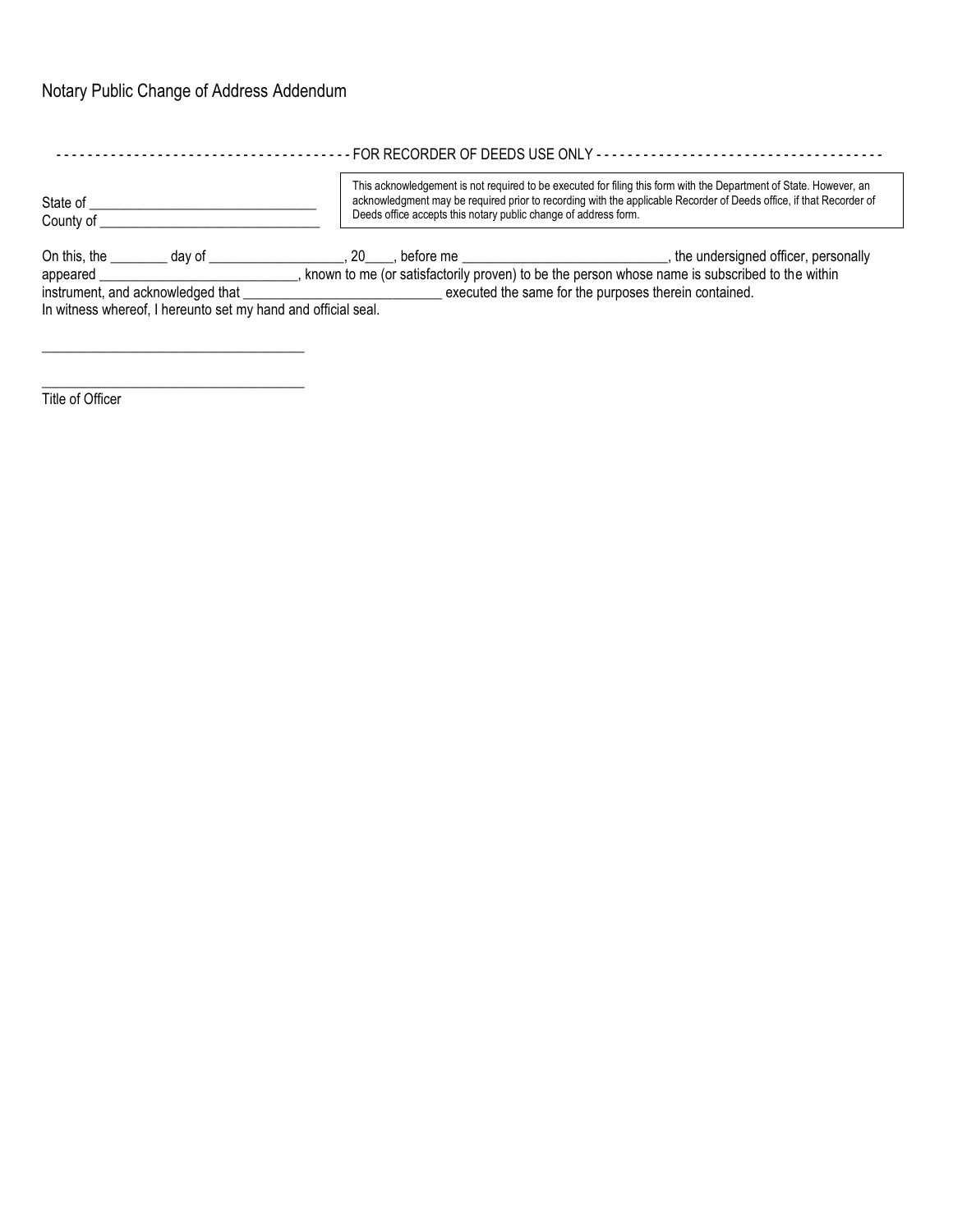Notary Public Change of Address Addendum

- - - - - - - - - - - - - - - - - - - - - - - - - - - - - - - - - - - - - FOR RECORDER OF DEEDS USE ONLY - - - - - - - - - - - - - - - - - - - - - - - - - - - - - - - - - - - -

State of _______________________________
County of ______________________________

> This acknowledgement is not required to be executed for filing this form with the Department of State. However, an acknowledgment may be required prior to recording with the applicable Recorder of Deeds office, if that Recorder of Deeds office accepts this notary public change of address form.

On this, the ________ day of __________________, 20____, before me ____________________________, the undersigned officer, personally appeared ___________________________, known to me (or satisfactorily proven) to be the person whose name is subscribed to the within instrument, and acknowledged that ___________________________ executed the same for the purposes therein contained.
In witness whereof, I hereunto set my hand and official seal.

____________________________________

____________________________________
Title of Officer